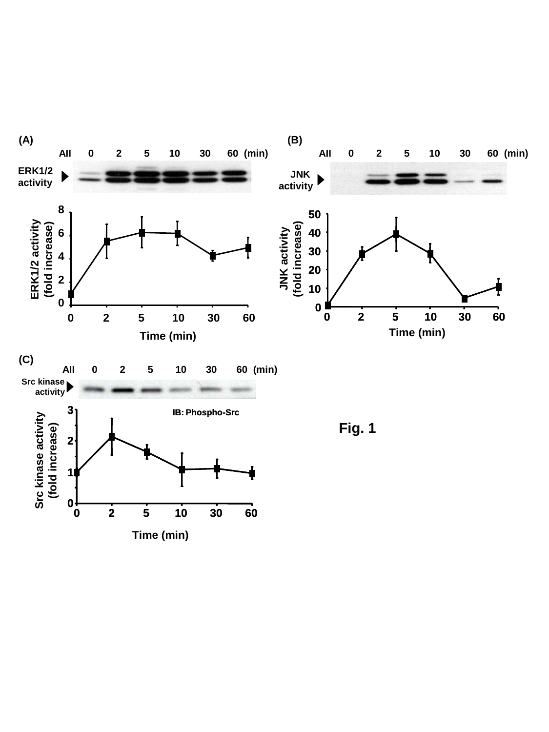(A)

All 0 2 5 10 30 60 (min)

ERK1/2 activity

ERK1/2 activity (fold increase)

Time (min)

(B)

All 0 2 5 10 30 60 (min)

JNK activity

JNK activity (fold increase)

Time (min)

(C)

All 0 2 5 10 30 60 (min)

Src kinase activity

IB: Phospho-Src

Src kinase activity (fold increase)

Time (min)

Fig. 1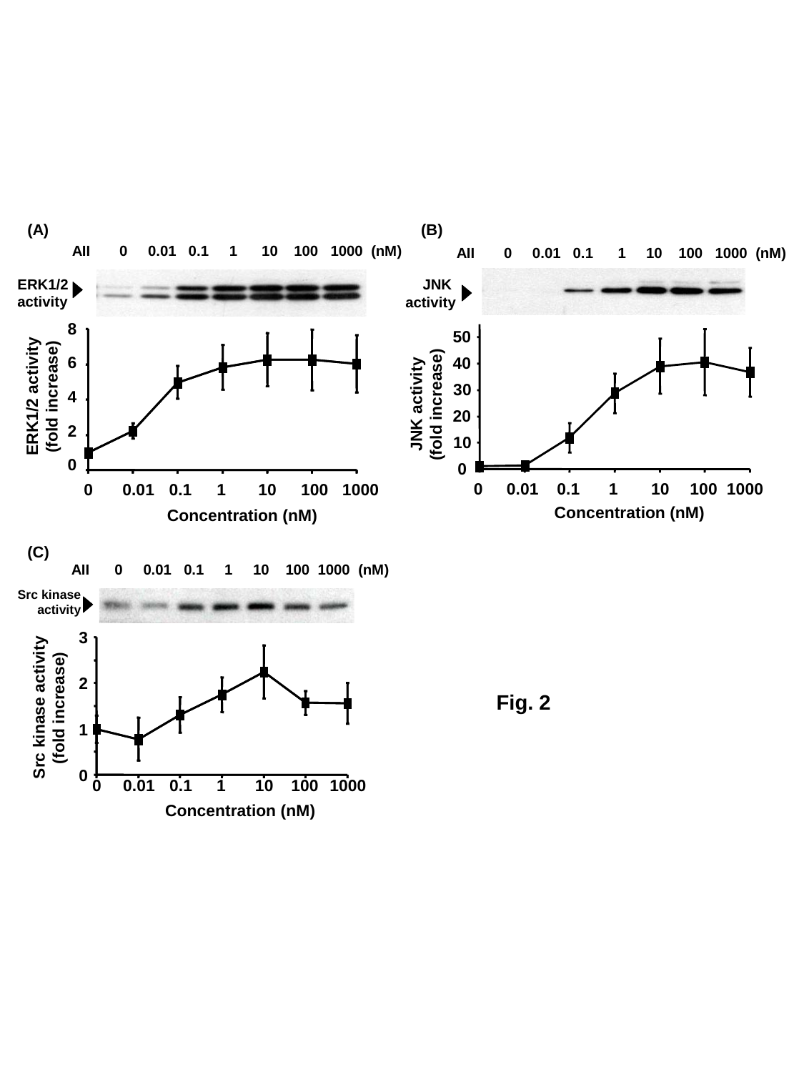(A)

AII 0 0.01 0.1 1 10 100 1000 (nM)

ERK1/2 activity

ERK1/2 activity (fold increase)

Concentration (nM)

(B)

AII 0 0.01 0.1 1 10 100 1000 (nM)

JNK activity

JNK activity (fold increase)

Concentration (nM)

(C)

AII 0 0.01 0.1 1 10 100 1000 (nM)

Src kinase activity

Src kinase activity (fold increase)

Concentration (nM)

Fig. 2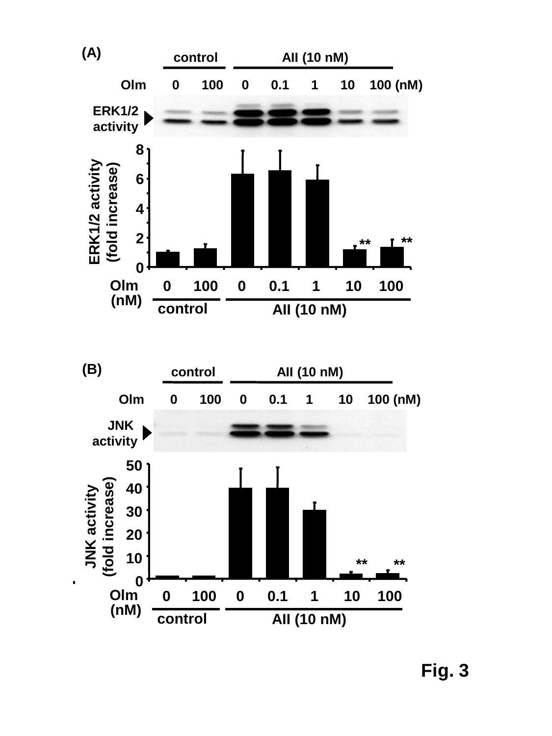(A)

control AII (10 nM)

Olm 0 100 0 0.1 1 10 100 (nM)

ERK1/2 activity

ERK1/2 activity (fold increase)

Olm (nM) 0 100 0 0.1 1 10 100

control AII (10 nM)

(B)

control AII (10 nM)

Olm 0 100 0 0.1 1 10 100 (nM)

JNK activity

JNK activity (fold increase)

Olm (nM) 0 100 0 0.1 1 10 100

control AII (10 nM)

**Fig. 3**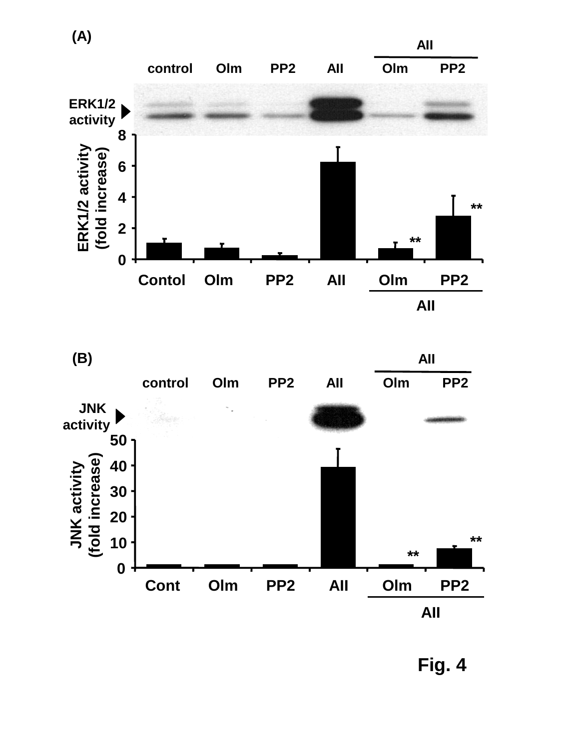(A)

AII

control Olm PP2 AII Olm PP2

ERK1/2 activity

ERK1/2 activity (fold increase)

Contol Olm PP2 AII Olm PP2

AII

(B)

AII

control Olm PP2 AII Olm PP2

JNK activity

JNK activity (fold increase)

Cont Olm PP2 AII Olm PP2

AII

Fig. 4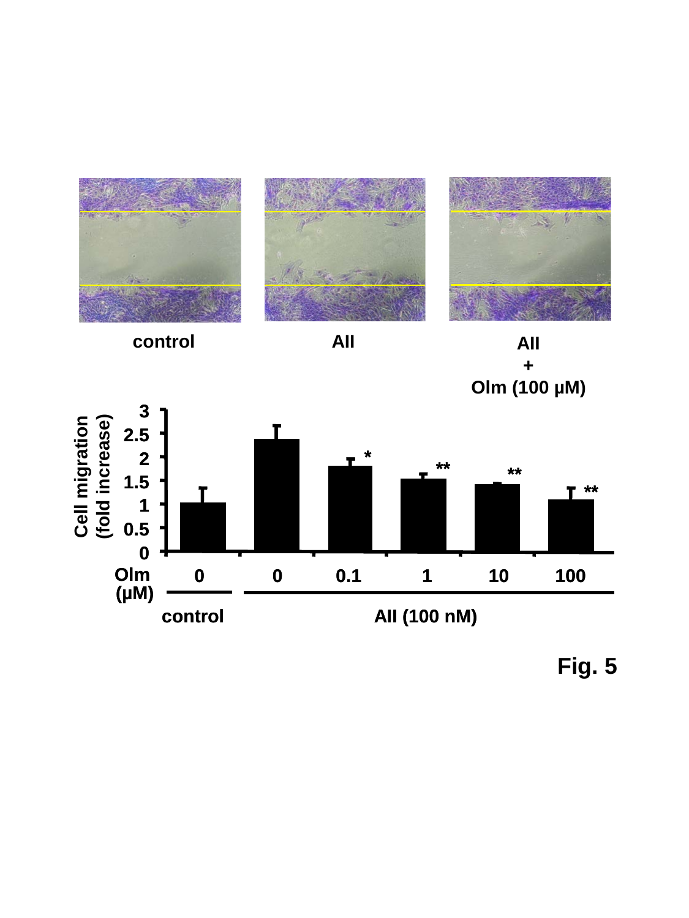control

AII

AII
+
Olm (100 μM)

Cell migration (fold increase)

Olm (μM): 0, 0, 0.1, 1, 10, 100

control — AII (100 nM)

Fig. 5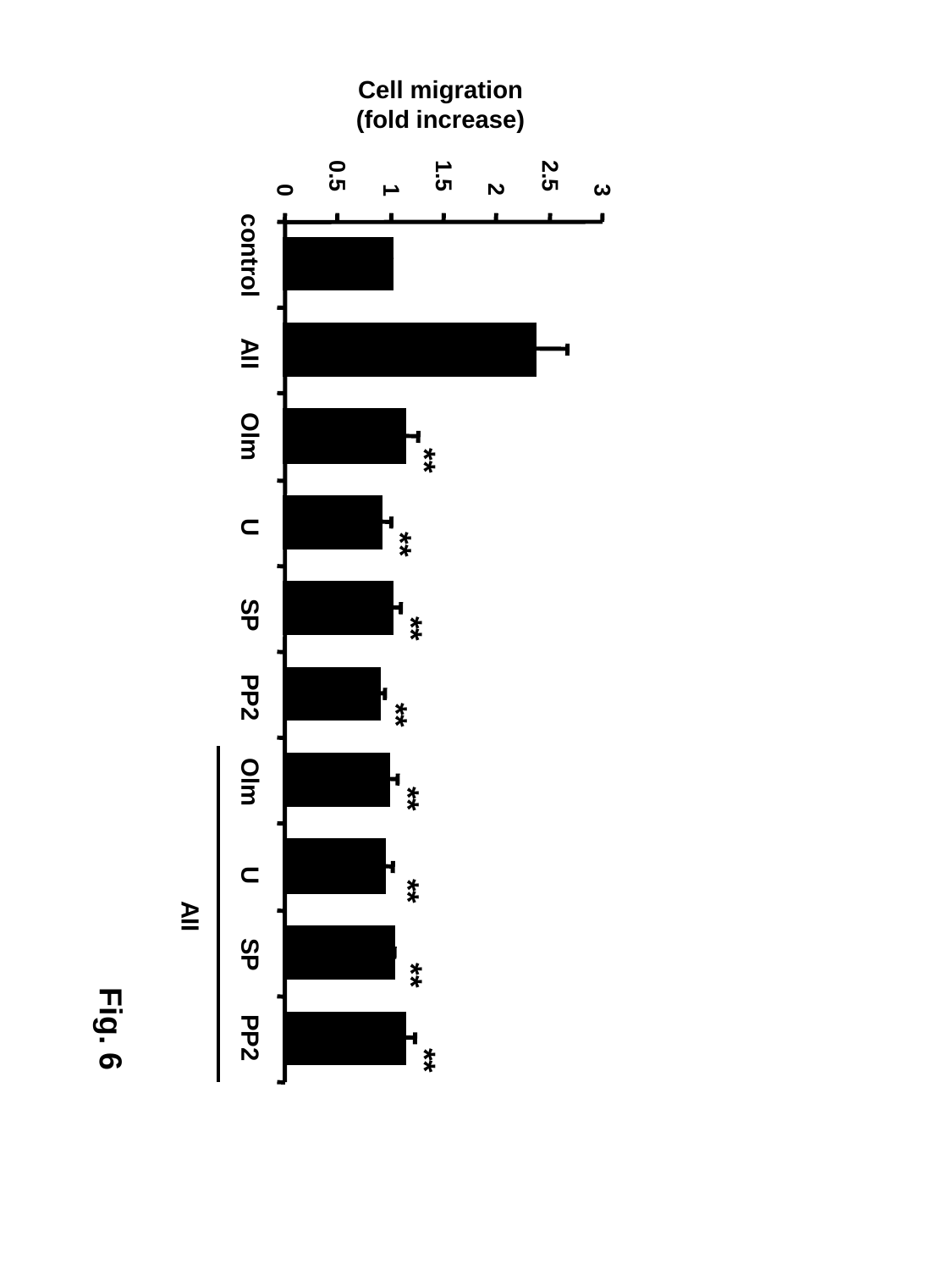Cell migration
(fold increase)

0
0.5
1
1.5
2
2.5
3

control
AII
Olm
U
SP
PP2
Olm
U
SP
PP2

AII

**
**
**
**
**
**
**
**

Fig. 6